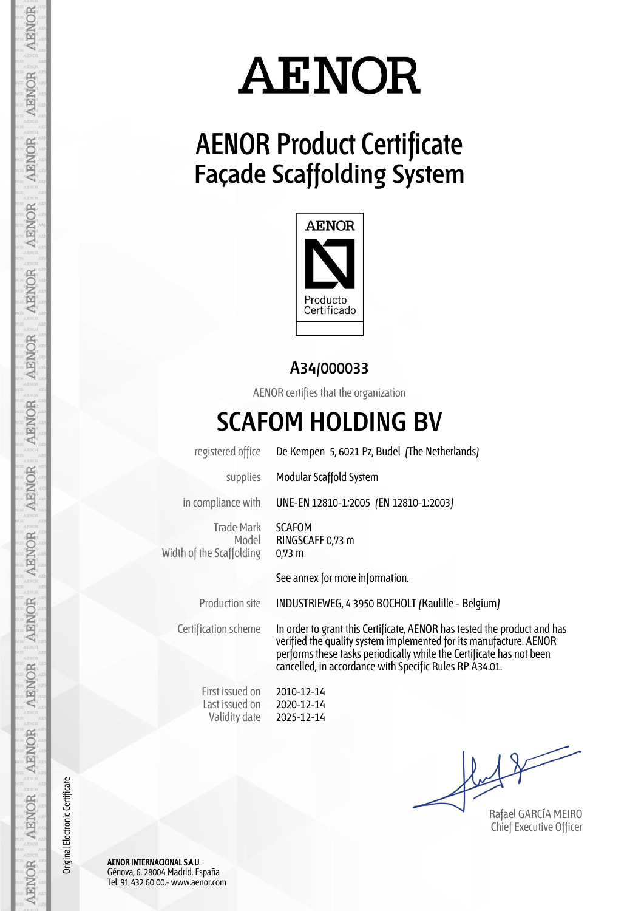# AENOR

## AENOR Product Certificate
## Façade Scaffolding System

AENOR

Producto Certificado

### A34/000033

AENOR certifies that the organization

## SCAFOM HOLDING BV

| | |
|---|---|
| registered office | De Kempen 5, 6021 Pz, Budel (The Netherlands) |
| supplies | Modular Scaffold System |
| in compliance with | UNE-EN 12810-1:2005 (EN 12810-1:2003) |
| Trade Mark | SCAFOM |
| Model | RINGSCAFF 0,73 m |
| Width of the Scaffolding | 0,73 m |
| | See annex for more information. |
| Production site | INDUSTRIEWEG, 4 3950 BOCHOLT (Kaulille - Belgium) |
| Certification scheme | In order to grant this Certificate, AENOR has tested the product and has verified the quality system implemented for its manufacture. AENOR performs these tasks periodically while the Certificate has not been cancelled, in accordance with Specific Rules RP A34.01. |
| First issued on | 2010-12-14 |
| Last issued on | 2020-12-14 |
| Validity date | 2025-12-14 |

Rafael GARCÍA MEIRO
Chief Executive Officer

Original Electronic Certificate

**AENOR INTERNACIONAL S.A.U.**
Génova, 6. 28004 Madrid. España
Tel. 91 432 60 00.- www.aenor.com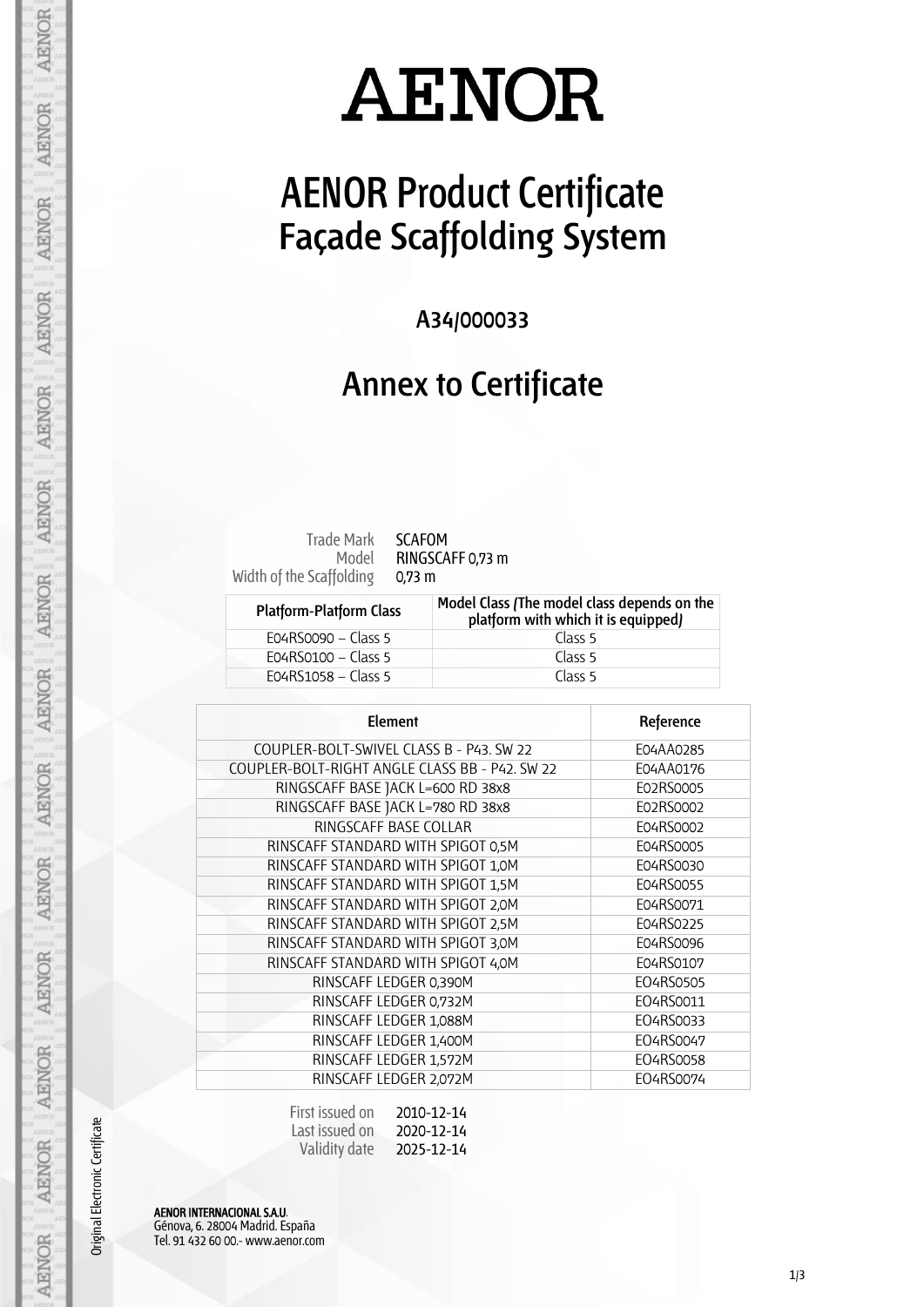# AENOR

# AENOR Product Certificate
## Façade Scaffolding System

### A34/000033

## Annex to Certificate

Trade Mark SCAFOM
Model RINGSCAFF 0,73 m
Width of the Scaffolding 0,73 m

| Platform-Platform Class | Model Class (The model class depends on the platform with which it is equipped) |
|---|---|
| E04RS0090 – Class 5 | Class 5 |
| E04RS0100 – Class 5 | Class 5 |
| E04RS1058 – Class 5 | Class 5 |

| Element | Reference |
|---|---|
| COUPLER-BOLT-SWIVEL CLASS B - P43. SW 22 | E04AA0285 |
| COUPLER-BOLT-RIGHT ANGLE CLASS BB - P42. SW 22 | E04AA0176 |
| RINGSCAFF BASE JACK L=600 RD 38x8 | E02RS0005 |
| RINGSCAFF BASE JACK L=780 RD 38x8 | E02RS0002 |
| RINGSCAFF BASE COLLAR | E04RS0002 |
| RINSCAFF STANDARD WITH SPIGOT 0,5M | E04RS0005 |
| RINSCAFF STANDARD WITH SPIGOT 1,0M | E04RS0030 |
| RINSCAFF STANDARD WITH SPIGOT 1,5M | E04RS0055 |
| RINSCAFF STANDARD WITH SPIGOT 2,0M | E04RS0071 |
| RINSCAFF STANDARD WITH SPIGOT 2,5M | E04RS0225 |
| RINSCAFF STANDARD WITH SPIGOT 3,0M | E04RS0096 |
| RINSCAFF STANDARD WITH SPIGOT 4,0M | E04RS0107 |
| RINSCAFF LEDGER 0,390M | EO4RS0505 |
| RINSCAFF LEDGER 0,732M | EO4RS0011 |
| RINSCAFF LEDGER 1,088M | EO4RS0033 |
| RINSCAFF LEDGER 1,400M | EO4RS0047 |
| RINSCAFF LEDGER 1,572M | EO4RS0058 |
| RINSCAFF LEDGER 2,072M | EO4RS0074 |

First issued on 2010-12-14
Last issued on 2020-12-14
Validity date 2025-12-14

Original Electronic Certificate

**AENOR INTERNACIONAL S.A.U.**
Génova, 6. 28004 Madrid. España
Tel. 91 432 60 00.- www.aenor.com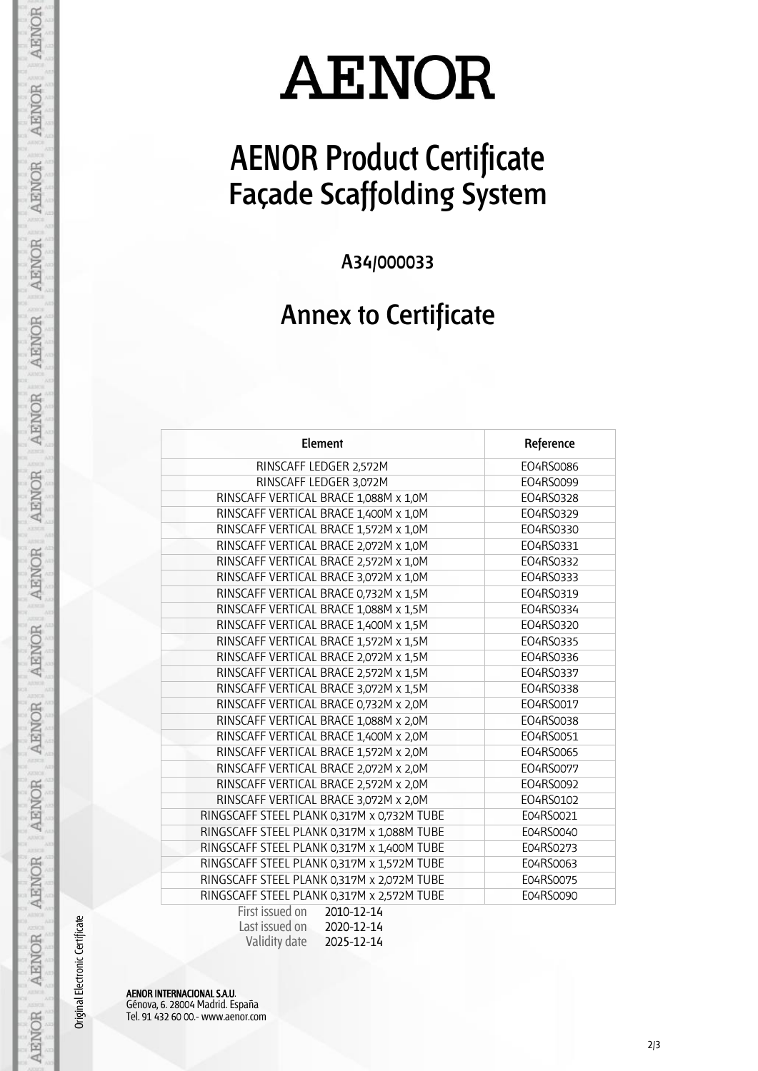# AENOR

# AENOR Product Certificate
## Façade Scaffolding System

A34/000033

## Annex to Certificate

| Element | Reference |
|---|---|
| RINSCAFF LEDGER 2,572M | EO4RS0086 |
| RINSCAFF LEDGER 3,072M | EO4RS0099 |
| RINSCAFF VERTICAL BRACE 1,088M x 1,0M | EO4RS0328 |
| RINSCAFF VERTICAL BRACE 1,400M x 1,0M | EO4RS0329 |
| RINSCAFF VERTICAL BRACE 1,572M x 1,0M | EO4RS0330 |
| RINSCAFF VERTICAL BRACE 2,072M x 1,0M | EO4RS0331 |
| RINSCAFF VERTICAL BRACE 2,572M x 1,0M | EO4RS0332 |
| RINSCAFF VERTICAL BRACE 3,072M x 1,0M | EO4RS0333 |
| RINSCAFF VERTICAL BRACE 0,732M x 1,5M | EO4RS0319 |
| RINSCAFF VERTICAL BRACE 1,088M x 1,5M | EO4RS0334 |
| RINSCAFF VERTICAL BRACE 1,400M x 1,5M | EO4RS0320 |
| RINSCAFF VERTICAL BRACE 1,572M x 1,5M | EO4RS0335 |
| RINSCAFF VERTICAL BRACE 2,072M x 1,5M | EO4RS0336 |
| RINSCAFF VERTICAL BRACE 2,572M x 1,5M | EO4RS0337 |
| RINSCAFF VERTICAL BRACE 3,072M x 1,5M | EO4RS0338 |
| RINSCAFF VERTICAL BRACE 0,732M x 2,0M | EO4RS0017 |
| RINSCAFF VERTICAL BRACE 1,088M x 2,0M | EO4RS0038 |
| RINSCAFF VERTICAL BRACE 1,400M x 2,0M | EO4RS0051 |
| RINSCAFF VERTICAL BRACE 1,572M x 2,0M | EO4RS0065 |
| RINSCAFF VERTICAL BRACE 2,072M x 2,0M | EO4RS0077 |
| RINSCAFF VERTICAL BRACE 2,572M x 2,0M | EO4RS0092 |
| RINSCAFF VERTICAL BRACE 3,072M x 2,0M | EO4RS0102 |
| RINGSCAFF STEEL PLANK 0,317M x 0,732M TUBE | E04RS0021 |
| RINGSCAFF STEEL PLANK 0,317M x 1,088M TUBE | E04RS0040 |
| RINGSCAFF STEEL PLANK 0,317M x 1,400M TUBE | E04RS0273 |
| RINGSCAFF STEEL PLANK 0,317M x 1,572M TUBE | E04RS0063 |
| RINGSCAFF STEEL PLANK 0,317M x 2,072M TUBE | E04RS0075 |
| RINGSCAFF STEEL PLANK 0,317M x 2,572M TUBE | E04RS0090 |

First issued on 2010-12-14
Last issued on 2020-12-14
Validity date 2025-12-14

Original Electronic Certificate

**AENOR INTERNACIONAL S.A.U.**
Génova, 6. 28004 Madrid. España
Tel. 91 432 60 00.- www.aenor.com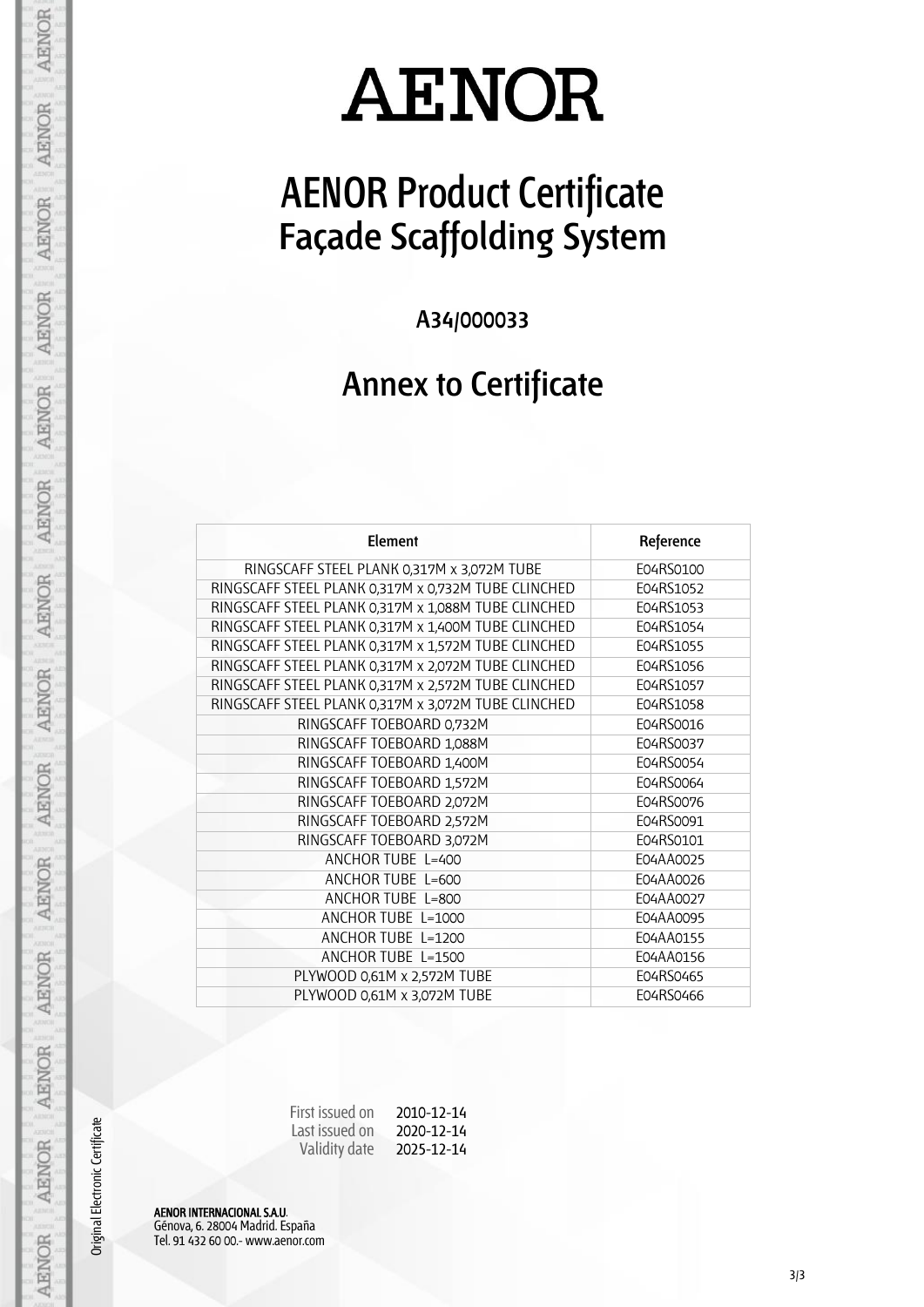# AENOR

# AENOR Product Certificate
## Façade Scaffolding System

A34/000033

## Annex to Certificate

| Element | Reference |
|---|---|
| RINGSCAFF STEEL PLANK 0,317M x 3,072M TUBE | E04RS0100 |
| RINGSCAFF STEEL PLANK 0,317M x 0,732M TUBE CLINCHED | E04RS1052 |
| RINGSCAFF STEEL PLANK 0,317M x 1,088M TUBE CLINCHED | E04RS1053 |
| RINGSCAFF STEEL PLANK 0,317M x 1,400M TUBE CLINCHED | E04RS1054 |
| RINGSCAFF STEEL PLANK 0,317M x 1,572M TUBE CLINCHED | E04RS1055 |
| RINGSCAFF STEEL PLANK 0,317M x 2,072M TUBE CLINCHED | E04RS1056 |
| RINGSCAFF STEEL PLANK 0,317M x 2,572M TUBE CLINCHED | E04RS1057 |
| RINGSCAFF STEEL PLANK 0,317M x 3,072M TUBE CLINCHED | E04RS1058 |
| RINGSCAFF TOEBOARD 0,732M | E04RS0016 |
| RINGSCAFF TOEBOARD 1,088M | E04RS0037 |
| RINGSCAFF TOEBOARD 1,400M | E04RS0054 |
| RINGSCAFF TOEBOARD 1,572M | E04RS0064 |
| RINGSCAFF TOEBOARD 2,072M | E04RS0076 |
| RINGSCAFF TOEBOARD 2,572M | E04RS0091 |
| RINGSCAFF TOEBOARD 3,072M | E04RS0101 |
| ANCHOR TUBE L=400 | E04AA0025 |
| ANCHOR TUBE L=600 | E04AA0026 |
| ANCHOR TUBE L=800 | E04AA0027 |
| ANCHOR TUBE L=1000 | E04AA0095 |
| ANCHOR TUBE L=1200 | E04AA0155 |
| ANCHOR TUBE L=1500 | E04AA0156 |
| PLYWOOD 0,61M x 2,572M TUBE | E04RS0465 |
| PLYWOOD 0,61M x 3,072M TUBE | E04RS0466 |

First issued on 2010-12-14
Last issued on 2020-12-14
Validity date 2025-12-14

Original Electronic Certificate

**AENOR INTERNACIONAL S.A.U.**
Génova, 6. 28004 Madrid. España
Tel. 91 432 60 00.- www.aenor.com